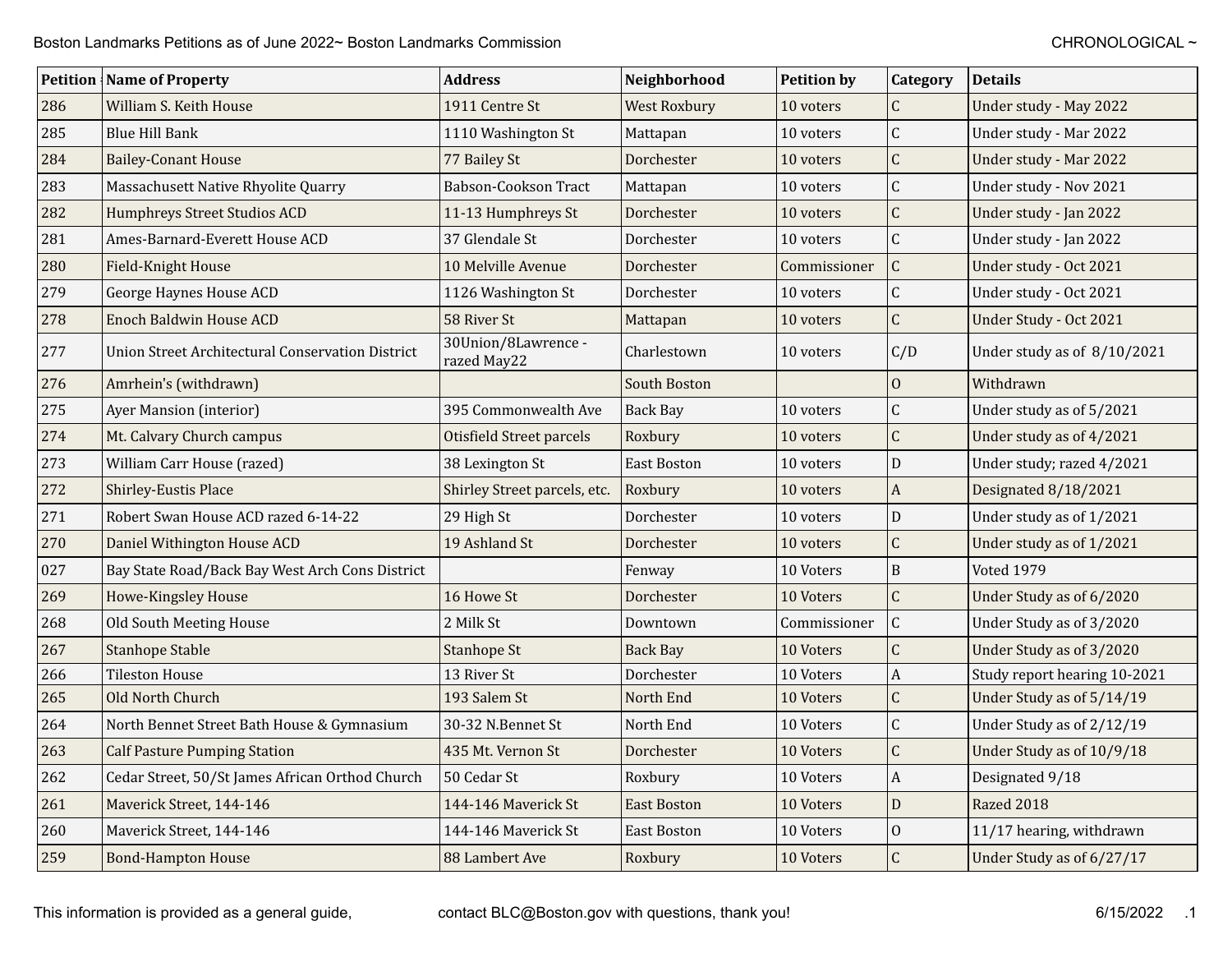# Boston Landmarks Petitions as of June 2022~ Boston Landmarks Commission

CHRONOLOGICAL ~

| Petition | Name of Property | Address | Neighborhood | Petition by | Category | Details |
|---|---|---|---|---|---|---|
| 286 | William S. Keith House | 1911 Centre St | West Roxbury | 10 voters | C | Under study - May 2022 |
| 285 | Blue Hill Bank | 1110 Washington St | Mattapan | 10 voters | C | Under study - Mar 2022 |
| 284 | Bailey-Conant House | 77 Bailey St | Dorchester | 10 voters | C | Under study - Mar 2022 |
| 283 | Massachusett Native Rhyolite Quarry | Babson-Cookson Tract | Mattapan | 10 voters | C | Under study - Nov 2021 |
| 282 | Humphreys Street Studios ACD | 11-13 Humphreys St | Dorchester | 10 voters | C | Under study - Jan 2022 |
| 281 | Ames-Barnard-Everett House ACD | 37 Glendale St | Dorchester | 10 voters | C | Under study - Jan 2022 |
| 280 | Field-Knight House | 10 Melville Avenue | Dorchester | Commissioner | C | Under study - Oct 2021 |
| 279 | George Haynes House ACD | 1126 Washington St | Dorchester | 10 voters | C | Under study - Oct 2021 |
| 278 | Enoch Baldwin House ACD | 58 River St | Mattapan | 10 voters | C | Under Study - Oct 2021 |
| 277 | Union Street Architectural Conservation District | 30Union/8Lawrence - razed May22 | Charlestown | 10 voters | C/D | Under study as of 8/10/2021 |
| 276 | Amrhein's (withdrawn) | | South Boston | | O | Withdrawn |
| 275 | Ayer Mansion (interior) | 395 Commonwealth Ave | Back Bay | 10 voters | C | Under study as of 5/2021 |
| 274 | Mt. Calvary Church campus | Otisfield Street parcels | Roxbury | 10 voters | C | Under study as of 4/2021 |
| 273 | William Carr House (razed) | 38 Lexington St | East Boston | 10 voters | D | Under study; razed 4/2021 |
| 272 | Shirley-Eustis Place | Shirley Street parcels, etc. | Roxbury | 10 voters | A | Designated 8/18/2021 |
| 271 | Robert Swan House ACD razed 6-14-22 | 29 High St | Dorchester | 10 voters | D | Under study as of 1/2021 |
| 270 | Daniel Withington House ACD | 19 Ashland St | Dorchester | 10 voters | C | Under study as of 1/2021 |
| 027 | Bay State Road/Back Bay West Arch Cons District | | Fenway | 10 Voters | B | Voted 1979 |
| 269 | Howe-Kingsley House | 16 Howe St | Dorchester | 10 Voters | C | Under Study as of 6/2020 |
| 268 | Old South Meeting House | 2 Milk St | Downtown | Commissioner | C | Under Study as of 3/2020 |
| 267 | Stanhope Stable | Stanhope St | Back Bay | 10 Voters | C | Under Study as of 3/2020 |
| 266 | Tileston House | 13 River St | Dorchester | 10 Voters | A | Study report hearing 10-2021 |
| 265 | Old North Church | 193 Salem St | North End | 10 Voters | C | Under Study as of 5/14/19 |
| 264 | North Bennet Street Bath House & Gymnasium | 30-32 N.Bennet St | North End | 10 Voters | C | Under Study as of 2/12/19 |
| 263 | Calf Pasture Pumping Station | 435 Mt. Vernon St | Dorchester | 10 Voters | C | Under Study as of 10/9/18 |
| 262 | Cedar Street, 50/St James African Orthod Church | 50 Cedar St | Roxbury | 10 Voters | A | Designated 9/18 |
| 261 | Maverick Street, 144-146 | 144-146 Maverick St | East Boston | 10 Voters | D | Razed 2018 |
| 260 | Maverick Street, 144-146 | 144-146 Maverick St | East Boston | 10 Voters | O | 11/17 hearing, withdrawn |
| 259 | Bond-Hampton House | 88 Lambert Ave | Roxbury | 10 Voters | C | Under Study as of 6/27/17 |

This information is provided as a general guide, contact BLC@Boston.gov with questions, thank you! 6/15/2022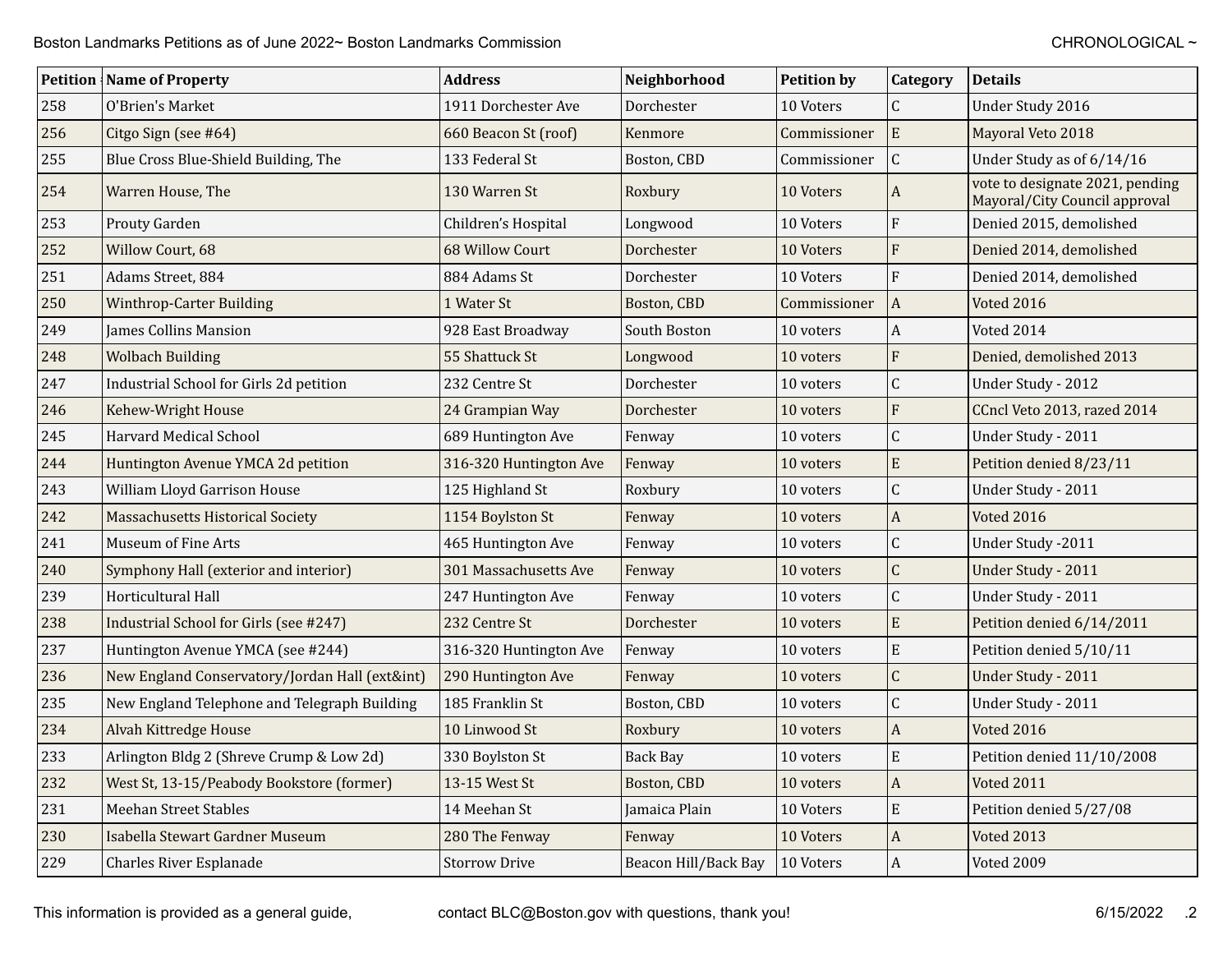| Petition | Name of Property | Address | Neighborhood | Petition by | Category | Details |
|---|---|---|---|---|---|---|
| 258 | O'Brien's Market | 1911 Dorchester Ave | Dorchester | 10 Voters | C | Under Study 2016 |
| 256 | Citgo Sign (see #64) | 660 Beacon St (roof) | Kenmore | Commissioner | E | Mayoral Veto 2018 |
| 255 | Blue Cross Blue-Shield Building, The | 133 Federal St | Boston, CBD | Commissioner | C | Under Study as of 6/14/16 |
| 254 | Warren House, The | 130 Warren St | Roxbury | 10 Voters | A | vote to designate 2021, pending Mayoral/City Council approval |
| 253 | Prouty Garden | Children's Hospital | Longwood | 10 Voters | F | Denied 2015, demolished |
| 252 | Willow Court, 68 | 68 Willow Court | Dorchester | 10 Voters | F | Denied 2014, demolished |
| 251 | Adams Street, 884 | 884 Adams St | Dorchester | 10 Voters | F | Denied 2014, demolished |
| 250 | Winthrop-Carter Building | 1 Water St | Boston, CBD | Commissioner | A | Voted 2016 |
| 249 | James Collins Mansion | 928 East Broadway | South Boston | 10 voters | A | Voted 2014 |
| 248 | Wolbach Building | 55 Shattuck St | Longwood | 10 voters | F | Denied, demolished 2013 |
| 247 | Industrial School for Girls 2d petition | 232 Centre St | Dorchester | 10 voters | C | Under Study - 2012 |
| 246 | Kehew-Wright House | 24 Grampian Way | Dorchester | 10 voters | F | CCncl Veto 2013, razed 2014 |
| 245 | Harvard Medical School | 689 Huntington Ave | Fenway | 10 voters | C | Under Study - 2011 |
| 244 | Huntington Avenue YMCA 2d petition | 316-320 Huntington Ave | Fenway | 10 voters | E | Petition denied 8/23/11 |
| 243 | William Lloyd Garrison House | 125 Highland St | Roxbury | 10 voters | C | Under Study - 2011 |
| 242 | Massachusetts Historical Society | 1154 Boylston St | Fenway | 10 voters | A | Voted 2016 |
| 241 | Museum of Fine Arts | 465 Huntington Ave | Fenway | 10 voters | C | Under Study -2011 |
| 240 | Symphony Hall (exterior and interior) | 301 Massachusetts Ave | Fenway | 10 voters | C | Under Study - 2011 |
| 239 | Horticultural Hall | 247 Huntington Ave | Fenway | 10 voters | C | Under Study - 2011 |
| 238 | Industrial School for Girls (see #247) | 232 Centre St | Dorchester | 10 voters | E | Petition denied 6/14/2011 |
| 237 | Huntington Avenue YMCA (see #244) | 316-320 Huntington Ave | Fenway | 10 voters | E | Petition denied 5/10/11 |
| 236 | New England Conservatory/Jordan Hall (ext&int) | 290 Huntington Ave | Fenway | 10 voters | C | Under Study - 2011 |
| 235 | New England Telephone and Telegraph Building | 185 Franklin St | Boston, CBD | 10 voters | C | Under Study - 2011 |
| 234 | Alvah Kittredge House | 10 Linwood St | Roxbury | 10 voters | A | Voted 2016 |
| 233 | Arlington Bldg 2 (Shreve Crump & Low 2d) | 330 Boylston St | Back Bay | 10 voters | E | Petition denied 11/10/2008 |
| 232 | West St, 13-15/Peabody Bookstore (former) | 13-15 West St | Boston, CBD | 10 voters | A | Voted 2011 |
| 231 | Meehan Street Stables | 14 Meehan St | Jamaica Plain | 10 Voters | E | Petition denied 5/27/08 |
| 230 | Isabella Stewart Gardner Museum | 280 The Fenway | Fenway | 10 Voters | A | Voted 2013 |
| 229 | Charles River Esplanade | Storrow Drive | Beacon Hill/Back Bay | 10 Voters | A | Voted 2009 |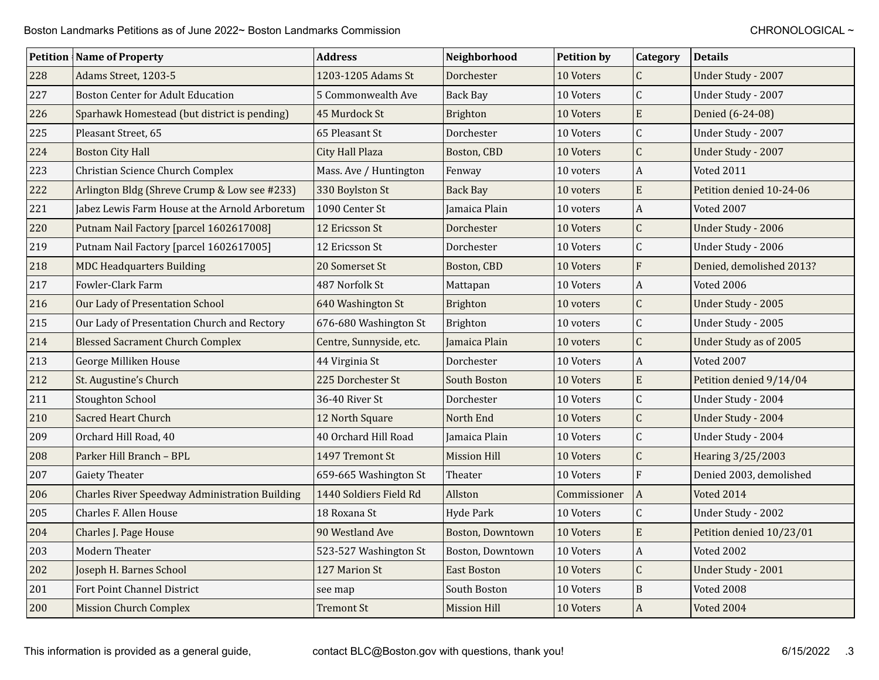| Petition | Name of Property | Address | Neighborhood | Petition by | Category | Details |
| --- | --- | --- | --- | --- | --- | --- |
| 228 | Adams Street, 1203-5 | 1203-1205 Adams St | Dorchester | 10 Voters | C | Under Study - 2007 |
| 227 | Boston Center for Adult Education | 5 Commonwealth Ave | Back Bay | 10 Voters | C | Under Study - 2007 |
| 226 | Sparhawk Homestead (but district is pending) | 45 Murdock St | Brighton | 10 Voters | E | Denied (6-24-08) |
| 225 | Pleasant Street, 65 | 65 Pleasant St | Dorchester | 10 Voters | C | Under Study - 2007 |
| 224 | Boston City Hall | City Hall Plaza | Boston, CBD | 10 Voters | C | Under Study - 2007 |
| 223 | Christian Science Church Complex | Mass. Ave / Huntington | Fenway | 10 voters | A | Voted 2011 |
| 222 | Arlington Bldg (Shreve Crump & Low see #233) | 330 Boylston St | Back Bay | 10 voters | E | Petition denied 10-24-06 |
| 221 | Jabez Lewis Farm House at the Arnold Arboretum | 1090 Center St | Jamaica Plain | 10 voters | A | Voted 2007 |
| 220 | Putnam Nail Factory [parcel 1602617008] | 12 Ericsson St | Dorchester | 10 Voters | C | Under Study - 2006 |
| 219 | Putnam Nail Factory [parcel 1602617005] | 12 Ericsson St | Dorchester | 10 Voters | C | Under Study - 2006 |
| 218 | MDC Headquarters Building | 20 Somerset St | Boston, CBD | 10 Voters | F | Denied, demolished 2013? |
| 217 | Fowler-Clark Farm | 487 Norfolk St | Mattapan | 10 Voters | A | Voted 2006 |
| 216 | Our Lady of Presentation School | 640 Washington St | Brighton | 10 voters | C | Under Study - 2005 |
| 215 | Our Lady of Presentation Church and Rectory | 676-680 Washington St | Brighton | 10 voters | C | Under Study - 2005 |
| 214 | Blessed Sacrament Church Complex | Centre, Sunnyside, etc. | Jamaica Plain | 10 voters | C | Under Study as of 2005 |
| 213 | George Milliken House | 44 Virginia St | Dorchester | 10 Voters | A | Voted 2007 |
| 212 | St. Augustine's Church | 225 Dorchester St | South Boston | 10 Voters | E | Petition denied 9/14/04 |
| 211 | Stoughton School | 36-40 River St | Dorchester | 10 Voters | C | Under Study - 2004 |
| 210 | Sacred Heart Church | 12 North Square | North End | 10 Voters | C | Under Study - 2004 |
| 209 | Orchard Hill Road, 40 | 40 Orchard Hill Road | Jamaica Plain | 10 Voters | C | Under Study - 2004 |
| 208 | Parker Hill Branch – BPL | 1497 Tremont St | Mission Hill | 10 Voters | C | Hearing 3/25/2003 |
| 207 | Gaiety Theater | 659-665 Washington St | Theater | 10 Voters | F | Denied 2003, demolished |
| 206 | Charles River Speedway Administration Building | 1440 Soldiers Field Rd | Allston | Commissioner | A | Voted 2014 |
| 205 | Charles F. Allen House | 18 Roxana St | Hyde Park | 10 Voters | C | Under Study - 2002 |
| 204 | Charles J. Page House | 90 Westland Ave | Boston, Downtown | 10 Voters | E | Petition denied 10/23/01 |
| 203 | Modern Theater | 523-527 Washington St | Boston, Downtown | 10 Voters | A | Voted 2002 |
| 202 | Joseph H. Barnes School | 127 Marion St | East Boston | 10 Voters | C | Under Study - 2001 |
| 201 | Fort Point Channel District | see map | South Boston | 10 Voters | B | Voted 2008 |
| 200 | Mission Church Complex | Tremont St | Mission Hill | 10 Voters | A | Voted 2004 |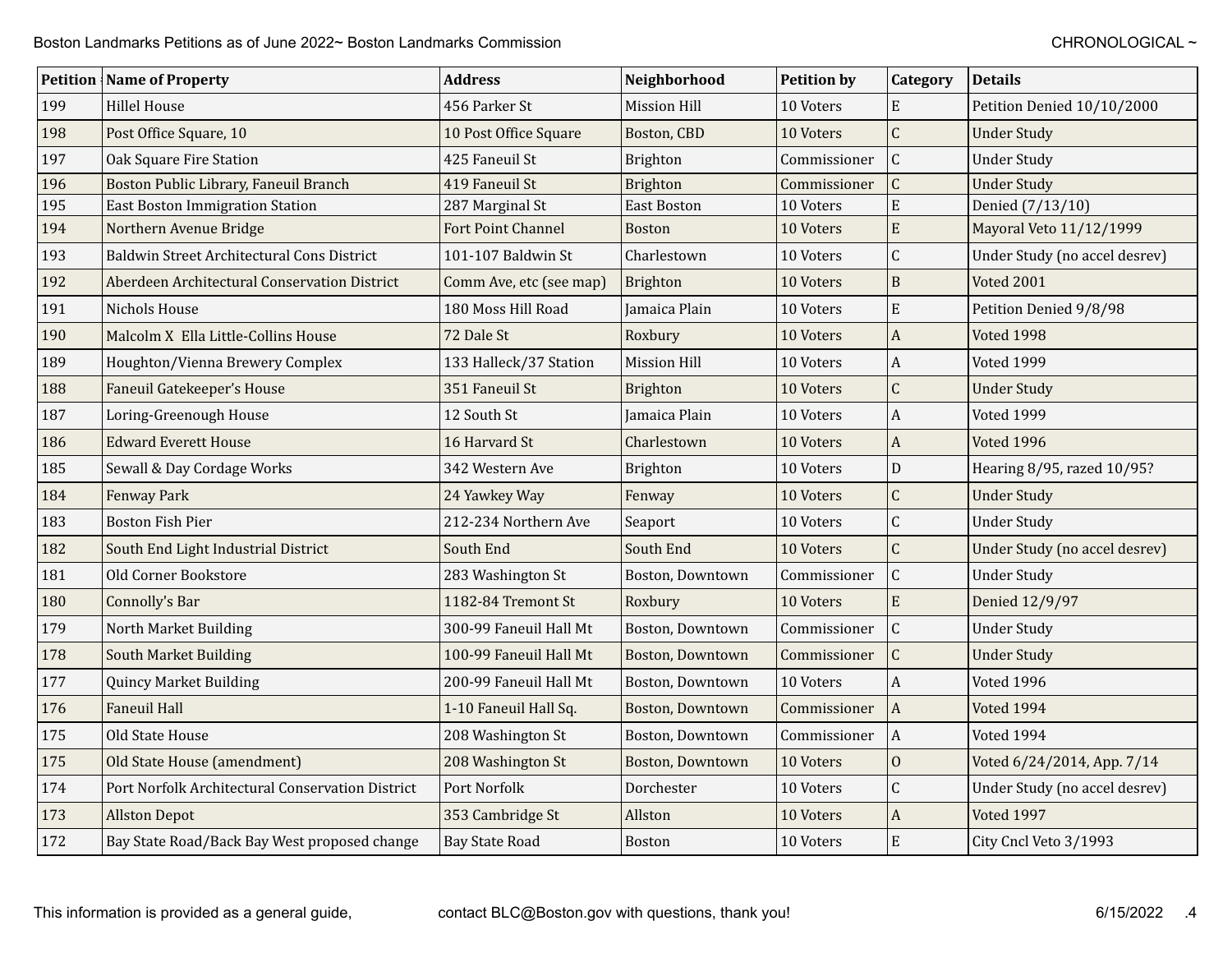| Petition | Name of Property | Address | Neighborhood | Petition by | Category | Details |
|---|---|---|---|---|---|---|
| 199 | Hillel House | 456 Parker St | Mission Hill | 10 Voters | E | Petition Denied 10/10/2000 |
| 198 | Post Office Square, 10 | 10 Post Office Square | Boston, CBD | 10 Voters | C | Under Study |
| 197 | Oak Square Fire Station | 425 Faneuil St | Brighton | Commissioner | C | Under Study |
| 196 | Boston Public Library, Faneuil Branch | 419 Faneuil St | Brighton | Commissioner | C | Under Study |
| 195 | East Boston Immigration Station | 287 Marginal St | East Boston | 10 Voters | E | Denied (7/13/10) |
| 194 | Northern Avenue Bridge | Fort Point Channel | Boston | 10 Voters | E | Mayoral Veto 11/12/1999 |
| 193 | Baldwin Street Architectural Cons District | 101-107 Baldwin St | Charlestown | 10 Voters | C | Under Study (no accel desrev) |
| 192 | Aberdeen Architectural Conservation District | Comm Ave, etc (see map) | Brighton | 10 Voters | B | Voted 2001 |
| 191 | Nichols House | 180 Moss Hill Road | Jamaica Plain | 10 Voters | E | Petition Denied 9/8/98 |
| 190 | Malcolm X  Ella Little-Collins House | 72 Dale St | Roxbury | 10 Voters | A | Voted 1998 |
| 189 | Houghton/Vienna Brewery Complex | 133 Halleck/37 Station | Mission Hill | 10 Voters | A | Voted 1999 |
| 188 | Faneuil Gatekeeper's House | 351 Faneuil St | Brighton | 10 Voters | C | Under Study |
| 187 | Loring-Greenough House | 12 South St | Jamaica Plain | 10 Voters | A | Voted 1999 |
| 186 | Edward Everett House | 16 Harvard St | Charlestown | 10 Voters | A | Voted 1996 |
| 185 | Sewall & Day Cordage Works | 342 Western Ave | Brighton | 10 Voters | D | Hearing 8/95, razed 10/95? |
| 184 | Fenway Park | 24 Yawkey Way | Fenway | 10 Voters | C | Under Study |
| 183 | Boston Fish Pier | 212-234 Northern Ave | Seaport | 10 Voters | C | Under Study |
| 182 | South End Light Industrial District | South End | South End | 10 Voters | C | Under Study (no accel desrev) |
| 181 | Old Corner Bookstore | 283 Washington St | Boston, Downtown | Commissioner | C | Under Study |
| 180 | Connolly's Bar | 1182-84 Tremont St | Roxbury | 10 Voters | E | Denied 12/9/97 |
| 179 | North Market Building | 300-99 Faneuil Hall Mt | Boston, Downtown | Commissioner | C | Under Study |
| 178 | South Market Building | 100-99 Faneuil Hall Mt | Boston, Downtown | Commissioner | C | Under Study |
| 177 | Quincy Market Building | 200-99 Faneuil Hall Mt | Boston, Downtown | 10 Voters | A | Voted 1996 |
| 176 | Faneuil Hall | 1-10 Faneuil Hall Sq. | Boston, Downtown | Commissioner | A | Voted 1994 |
| 175 | Old State House | 208 Washington St | Boston, Downtown | Commissioner | A | Voted 1994 |
| 175 | Old State House (amendment) | 208 Washington St | Boston, Downtown | 10 Voters | O | Voted 6/24/2014, App. 7/14 |
| 174 | Port Norfolk Architectural Conservation District | Port Norfolk | Dorchester | 10 Voters | C | Under Study (no accel desrev) |
| 173 | Allston Depot | 353 Cambridge St | Allston | 10 Voters | A | Voted 1997 |
| 172 | Bay State Road/Back Bay West proposed change | Bay State Road | Boston | 10 Voters | E | City Cncl Veto 3/1993 |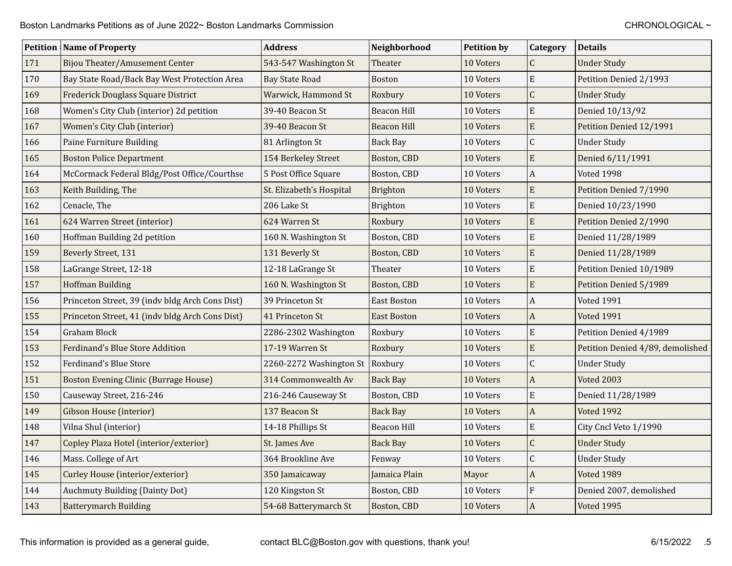| Petition | Name of Property | Address | Neighborhood | Petition by | Category | Details |
|---|---|---|---|---|---|---|
| 171 | Bijou Theater/Amusement Center | 543-547 Washington St | Theater | 10 Voters | C | Under Study |
| 170 | Bay State Road/Back Bay West Protection Area | Bay State Road | Boston | 10 Voters | E | Petition Denied 2/1993 |
| 169 | Frederick Douglass Square District | Warwick, Hammond St | Roxbury | 10 Voters | C | Under Study |
| 168 | Women's City Club (interior) 2d petition | 39-40 Beacon St | Beacon Hill | 10 Voters | E | Denied 10/13/92 |
| 167 | Women's City Club (interior) | 39-40 Beacon St | Beacon Hill | 10 Voters | E | Petition Denied 12/1991 |
| 166 | Paine Furniture Building | 81 Arlington St | Back Bay | 10 Voters | C | Under Study |
| 165 | Boston Police Department | 154 Berkeley Street | Boston, CBD | 10 Voters | E | Denied 6/11/1991 |
| 164 | McCormack Federal Bldg/Post Office/Courthse | 5 Post Office Square | Boston, CBD | 10 Voters | A | Voted 1998 |
| 163 | Keith Building, The | St. Elizabeth's Hospital | Brighton | 10 Voters | E | Petition Denied 7/1990 |
| 162 | Cenacle, The | 206 Lake St | Brighton | 10 Voters | E | Denied 10/23/1990 |
| 161 | 624 Warren Street (interior) | 624 Warren St | Roxbury | 10 Voters | E | Petition Denied 2/1990 |
| 160 | Hoffman Building 2d petition | 160 N. Washington St | Boston, CBD | 10 Voters | E | Denied 11/28/1989 |
| 159 | Beverly Street, 131 | 131 Beverly St | Boston, CBD | 10 Voters | E | Denied 11/28/1989 |
| 158 | LaGrange Street, 12-18 | 12-18 LaGrange St | Theater | 10 Voters | E | Petition Denied 10/1989 |
| 157 | Hoffman Building | 160 N. Washington St | Boston, CBD | 10 Voters | E | Petition Denied 5/1989 |
| 156 | Princeton Street, 39 (indv bldg Arch Cons Dist) | 39 Princeton St | East Boston | 10 Voters | A | Voted 1991 |
| 155 | Princeton Street, 41 (indv bldg Arch Cons Dist) | 41 Princeton St | East Boston | 10 Voters | A | Voted 1991 |
| 154 | Graham Block | 2286-2302 Washington | Roxbury | 10 Voters | E | Petition Denied 4/1989 |
| 153 | Ferdinand's Blue Store Addition | 17-19 Warren St | Roxbury | 10 Voters | E | Petition Denied 4/89, demolished |
| 152 | Ferdinand's Blue Store | 2260-2272 Washington St | Roxbury | 10 Voters | C | Under Study |
| 151 | Boston Evening Clinic (Burrage House) | 314 Commonwealth Av | Back Bay | 10 Voters | A | Voted 2003 |
| 150 | Causeway Street, 216-246 | 216-246 Causeway St | Boston, CBD | 10 Voters | E | Denied 11/28/1989 |
| 149 | Gibson House (interior) | 137 Beacon St | Back Bay | 10 Voters | A | Voted 1992 |
| 148 | Vilna Shul (interior) | 14-18 Phillips St | Beacon Hill | 10 Voters | E | City Cncl Veto 1/1990 |
| 147 | Copley Plaza Hotel (interior/exterior) | St. James Ave | Back Bay | 10 Voters | C | Under Study |
| 146 | Mass. College of Art | 364 Brookline Ave | Fenway | 10 Voters | C | Under Study |
| 145 | Curley House (interior/exterior) | 350 Jamaicaway | Jamaica Plain | Mayor | A | Voted 1989 |
| 144 | Auchmuty Building (Dainty Dot) | 120 Kingston St | Boston, CBD | 10 Voters | F | Denied 2007, demolished |
| 143 | Batterymarch Building | 54-68 Batterymarch St | Boston, CBD | 10 Voters | A | Voted 1995 |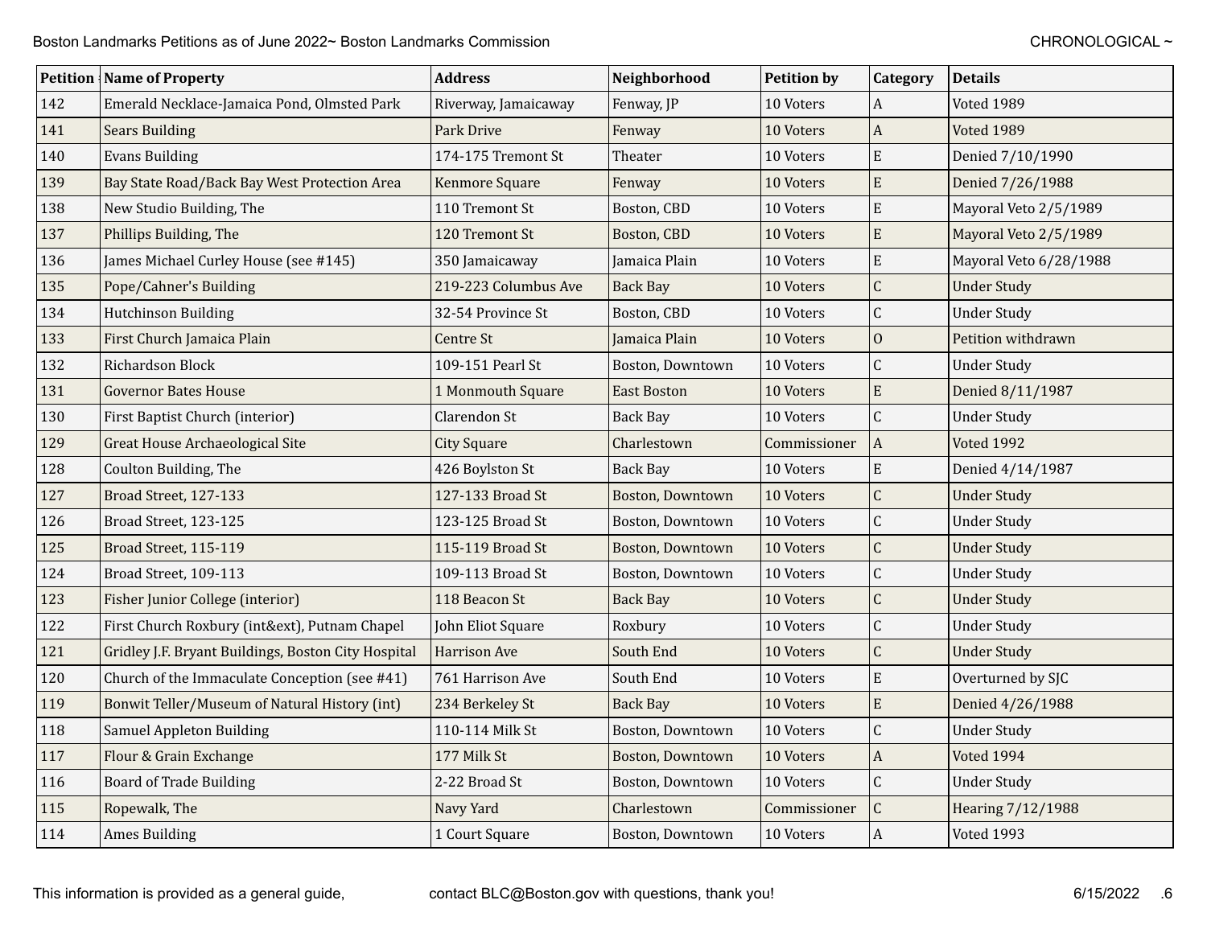| Petition | Name of Property | Address | Neighborhood | Petition by | Category | Details |
|---|---|---|---|---|---|---|
| 142 | Emerald Necklace-Jamaica Pond, Olmsted Park | Riverway, Jamaicaway | Fenway, JP | 10 Voters | A | Voted 1989 |
| 141 | Sears Building | Park Drive | Fenway | 10 Voters | A | Voted 1989 |
| 140 | Evans Building | 174-175 Tremont St | Theater | 10 Voters | E | Denied 7/10/1990 |
| 139 | Bay State Road/Back Bay West Protection Area | Kenmore Square | Fenway | 10 Voters | E | Denied 7/26/1988 |
| 138 | New Studio Building, The | 110 Tremont St | Boston, CBD | 10 Voters | E | Mayoral Veto 2/5/1989 |
| 137 | Phillips Building, The | 120 Tremont St | Boston, CBD | 10 Voters | E | Mayoral Veto 2/5/1989 |
| 136 | James Michael Curley House (see #145) | 350 Jamaicaway | Jamaica Plain | 10 Voters | E | Mayoral Veto 6/28/1988 |
| 135 | Pope/Cahner's Building | 219-223 Columbus Ave | Back Bay | 10 Voters | C | Under Study |
| 134 | Hutchinson Building | 32-54 Province St | Boston, CBD | 10 Voters | C | Under Study |
| 133 | First Church Jamaica Plain | Centre St | Jamaica Plain | 10 Voters | O | Petition withdrawn |
| 132 | Richardson Block | 109-151 Pearl St | Boston, Downtown | 10 Voters | C | Under Study |
| 131 | Governor Bates House | 1 Monmouth Square | East Boston | 10 Voters | E | Denied 8/11/1987 |
| 130 | First Baptist Church (interior) | Clarendon St | Back Bay | 10 Voters | C | Under Study |
| 129 | Great House Archaeological Site | City Square | Charlestown | Commissioner | A | Voted 1992 |
| 128 | Coulton Building, The | 426 Boylston St | Back Bay | 10 Voters | E | Denied 4/14/1987 |
| 127 | Broad Street, 127-133 | 127-133 Broad St | Boston, Downtown | 10 Voters | C | Under Study |
| 126 | Broad Street, 123-125 | 123-125 Broad St | Boston, Downtown | 10 Voters | C | Under Study |
| 125 | Broad Street, 115-119 | 115-119 Broad St | Boston, Downtown | 10 Voters | C | Under Study |
| 124 | Broad Street, 109-113 | 109-113 Broad St | Boston, Downtown | 10 Voters | C | Under Study |
| 123 | Fisher Junior College (interior) | 118 Beacon St | Back Bay | 10 Voters | C | Under Study |
| 122 | First Church Roxbury (int&ext), Putnam Chapel | John Eliot Square | Roxbury | 10 Voters | C | Under Study |
| 121 | Gridley J.F. Bryant Buildings, Boston City Hospital | Harrison Ave | South End | 10 Voters | C | Under Study |
| 120 | Church of the Immaculate Conception (see #41) | 761 Harrison Ave | South End | 10 Voters | E | Overturned by SJC |
| 119 | Bonwit Teller/Museum of Natural History (int) | 234 Berkeley St | Back Bay | 10 Voters | E | Denied 4/26/1988 |
| 118 | Samuel Appleton Building | 110-114 Milk St | Boston, Downtown | 10 Voters | C | Under Study |
| 117 | Flour & Grain Exchange | 177 Milk St | Boston, Downtown | 10 Voters | A | Voted 1994 |
| 116 | Board of Trade Building | 2-22 Broad St | Boston, Downtown | 10 Voters | C | Under Study |
| 115 | Ropewalk, The | Navy Yard | Charlestown | Commissioner | C | Hearing 7/12/1988 |
| 114 | Ames Building | 1 Court Square | Boston, Downtown | 10 Voters | A | Voted 1993 |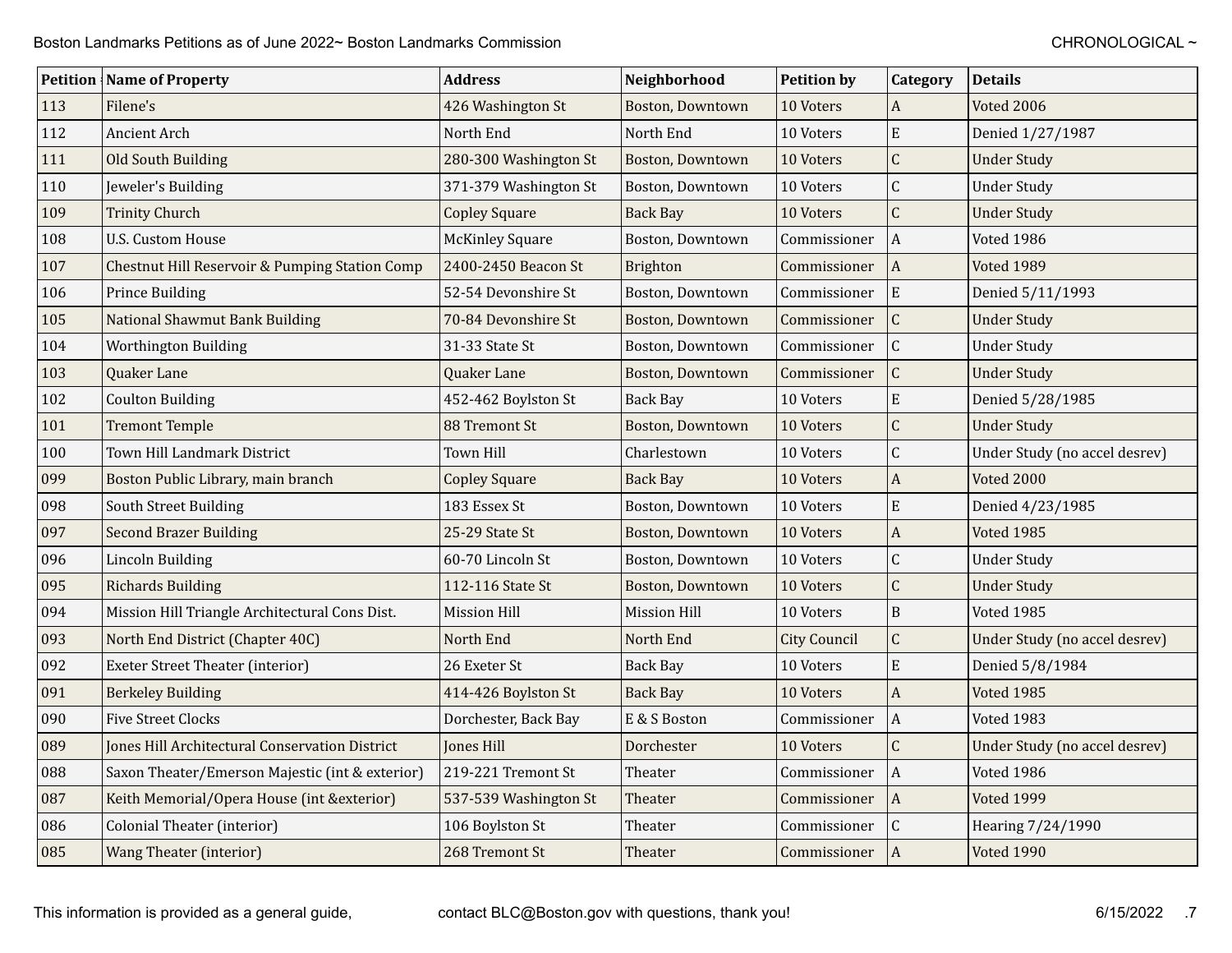| Petition | Name of Property | Address | Neighborhood | Petition by | Category | Details |
|---|---|---|---|---|---|---|
| 113 | Filene's | 426 Washington St | Boston, Downtown | 10 Voters | A | Voted 2006 |
| 112 | Ancient Arch | North End | North End | 10 Voters | E | Denied 1/27/1987 |
| 111 | Old South Building | 280-300 Washington St | Boston, Downtown | 10 Voters | C | Under Study |
| 110 | Jeweler's Building | 371-379 Washington St | Boston, Downtown | 10 Voters | C | Under Study |
| 109 | Trinity Church | Copley Square | Back Bay | 10 Voters | C | Under Study |
| 108 | U.S. Custom House | McKinley Square | Boston, Downtown | Commissioner | A | Voted 1986 |
| 107 | Chestnut Hill Reservoir & Pumping Station Comp | 2400-2450 Beacon St | Brighton | Commissioner | A | Voted 1989 |
| 106 | Prince Building | 52-54 Devonshire St | Boston, Downtown | Commissioner | E | Denied 5/11/1993 |
| 105 | National Shawmut Bank Building | 70-84 Devonshire St | Boston, Downtown | Commissioner | C | Under Study |
| 104 | Worthington Building | 31-33 State St | Boston, Downtown | Commissioner | C | Under Study |
| 103 | Quaker Lane | Quaker Lane | Boston, Downtown | Commissioner | C | Under Study |
| 102 | Coulton Building | 452-462 Boylston St | Back Bay | 10 Voters | E | Denied 5/28/1985 |
| 101 | Tremont Temple | 88 Tremont St | Boston, Downtown | 10 Voters | C | Under Study |
| 100 | Town Hill Landmark District | Town Hill | Charlestown | 10 Voters | C | Under Study (no accel desrev) |
| 099 | Boston Public Library, main branch | Copley Square | Back Bay | 10 Voters | A | Voted 2000 |
| 098 | South Street Building | 183 Essex St | Boston, Downtown | 10 Voters | E | Denied 4/23/1985 |
| 097 | Second Brazer Building | 25-29 State St | Boston, Downtown | 10 Voters | A | Voted 1985 |
| 096 | Lincoln Building | 60-70 Lincoln St | Boston, Downtown | 10 Voters | C | Under Study |
| 095 | Richards Building | 112-116 State St | Boston, Downtown | 10 Voters | C | Under Study |
| 094 | Mission Hill Triangle Architectural Cons Dist. | Mission Hill | Mission Hill | 10 Voters | B | Voted 1985 |
| 093 | North End District (Chapter 40C) | North End | North End | City Council | C | Under Study (no accel desrev) |
| 092 | Exeter Street Theater (interior) | 26 Exeter St | Back Bay | 10 Voters | E | Denied 5/8/1984 |
| 091 | Berkeley Building | 414-426 Boylston St | Back Bay | 10 Voters | A | Voted 1985 |
| 090 | Five Street Clocks | Dorchester, Back Bay | E & S Boston | Commissioner | A | Voted 1983 |
| 089 | Jones Hill Architectural Conservation District | Jones Hill | Dorchester | 10 Voters | C | Under Study (no accel desrev) |
| 088 | Saxon Theater/Emerson Majestic (int & exterior) | 219-221 Tremont St | Theater | Commissioner | A | Voted 1986 |
| 087 | Keith Memorial/Opera House (int &exterior) | 537-539 Washington St | Theater | Commissioner | A | Voted 1999 |
| 086 | Colonial Theater (interior) | 106 Boylston St | Theater | Commissioner | C | Hearing 7/24/1990 |
| 085 | Wang Theater (interior) | 268 Tremont St | Theater | Commissioner | A | Voted 1990 |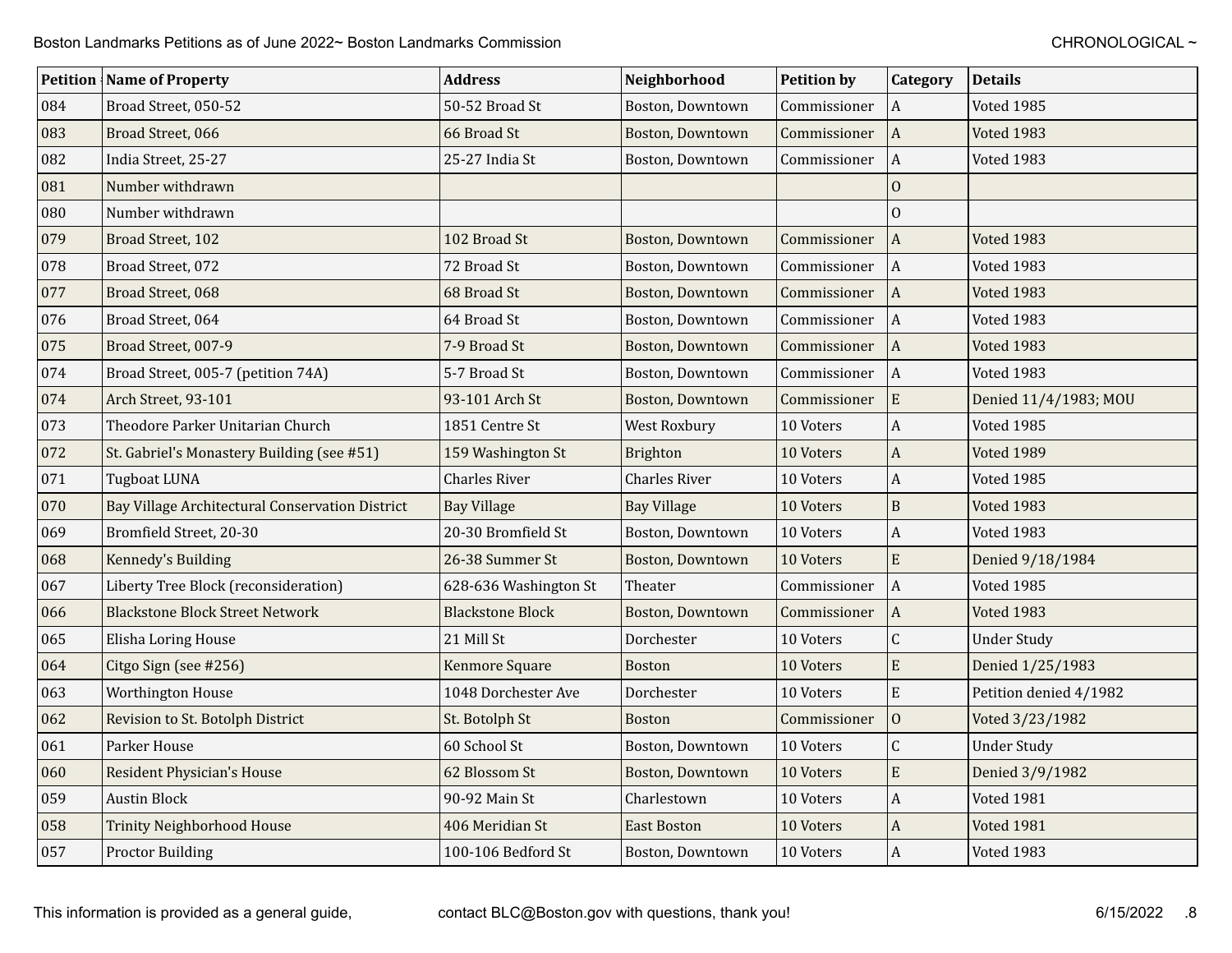| Petition | Name of Property | Address | Neighborhood | Petition by | Category | Details |
|---|---|---|---|---|---|---|
| 084 | Broad Street, 050-52 | 50-52 Broad St | Boston, Downtown | Commissioner | A | Voted 1985 |
| 083 | Broad Street, 066 | 66 Broad St | Boston, Downtown | Commissioner | A | Voted 1983 |
| 082 | India Street, 25-27 | 25-27 India St | Boston, Downtown | Commissioner | A | Voted 1983 |
| 081 | Number withdrawn | | | | O | |
| 080 | Number withdrawn | | | | O | |
| 079 | Broad Street, 102 | 102 Broad St | Boston, Downtown | Commissioner | A | Voted 1983 |
| 078 | Broad Street, 072 | 72 Broad St | Boston, Downtown | Commissioner | A | Voted 1983 |
| 077 | Broad Street, 068 | 68 Broad St | Boston, Downtown | Commissioner | A | Voted 1983 |
| 076 | Broad Street, 064 | 64 Broad St | Boston, Downtown | Commissioner | A | Voted 1983 |
| 075 | Broad Street, 007-9 | 7-9 Broad St | Boston, Downtown | Commissioner | A | Voted 1983 |
| 074 | Broad Street, 005-7 (petition 74A) | 5-7 Broad St | Boston, Downtown | Commissioner | A | Voted 1983 |
| 074 | Arch Street, 93-101 | 93-101 Arch St | Boston, Downtown | Commissioner | E | Denied 11/4/1983; MOU |
| 073 | Theodore Parker Unitarian Church | 1851 Centre St | West Roxbury | 10 Voters | A | Voted 1985 |
| 072 | St. Gabriel's Monastery Building (see #51) | 159 Washington St | Brighton | 10 Voters | A | Voted 1989 |
| 071 | Tugboat LUNA | Charles River | Charles River | 10 Voters | A | Voted 1985 |
| 070 | Bay Village Architectural Conservation District | Bay Village | Bay Village | 10 Voters | B | Voted 1983 |
| 069 | Bromfield Street, 20-30 | 20-30 Bromfield St | Boston, Downtown | 10 Voters | A | Voted 1983 |
| 068 | Kennedy's Building | 26-38 Summer St | Boston, Downtown | 10 Voters | E | Denied 9/18/1984 |
| 067 | Liberty Tree Block (reconsideration) | 628-636 Washington St | Theater | Commissioner | A | Voted 1985 |
| 066 | Blackstone Block Street Network | Blackstone Block | Boston, Downtown | Commissioner | A | Voted 1983 |
| 065 | Elisha Loring House | 21 Mill St | Dorchester | 10 Voters | C | Under Study |
| 064 | Citgo Sign (see #256) | Kenmore Square | Boston | 10 Voters | E | Denied 1/25/1983 |
| 063 | Worthington House | 1048 Dorchester Ave | Dorchester | 10 Voters | E | Petition denied 4/1982 |
| 062 | Revision to St. Botolph District | St. Botolph St | Boston | Commissioner | O | Voted 3/23/1982 |
| 061 | Parker House | 60 School St | Boston, Downtown | 10 Voters | C | Under Study |
| 060 | Resident Physician's House | 62 Blossom St | Boston, Downtown | 10 Voters | E | Denied 3/9/1982 |
| 059 | Austin Block | 90-92 Main St | Charlestown | 10 Voters | A | Voted 1981 |
| 058 | Trinity Neighborhood House | 406 Meridian St | East Boston | 10 Voters | A | Voted 1981 |
| 057 | Proctor Building | 100-106 Bedford St | Boston, Downtown | 10 Voters | A | Voted 1983 |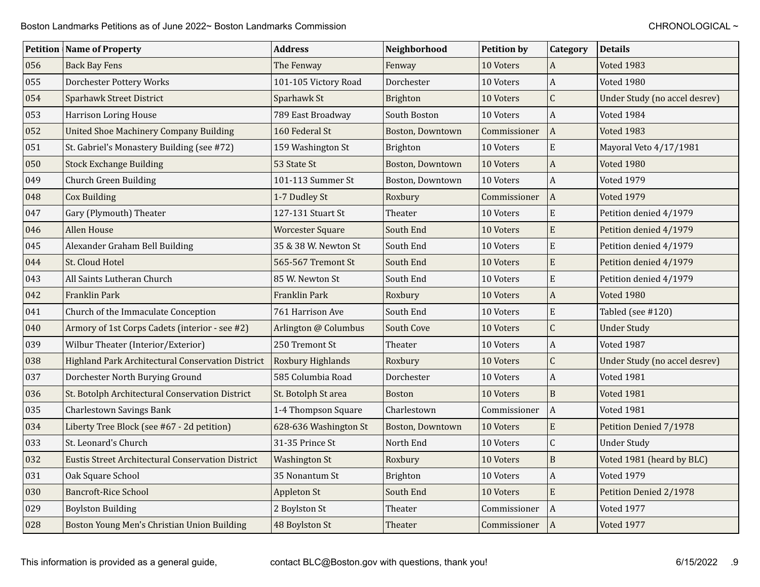| Petition | Name of Property | Address | Neighborhood | Petition by | Category | Details |
|---|---|---|---|---|---|---|
| 056 | Back Bay Fens | The Fenway | Fenway | 10 Voters | A | Voted 1983 |
| 055 | Dorchester Pottery Works | 101-105 Victory Road | Dorchester | 10 Voters | A | Voted 1980 |
| 054 | Sparhawk Street District | Sparhawk St | Brighton | 10 Voters | C | Under Study (no accel desrev) |
| 053 | Harrison Loring House | 789 East Broadway | South Boston | 10 Voters | A | Voted 1984 |
| 052 | United Shoe Machinery Company Building | 160 Federal St | Boston, Downtown | Commissioner | A | Voted 1983 |
| 051 | St. Gabriel's Monastery Building (see #72) | 159 Washington St | Brighton | 10 Voters | E | Mayoral Veto 4/17/1981 |
| 050 | Stock Exchange Building | 53 State St | Boston, Downtown | 10 Voters | A | Voted 1980 |
| 049 | Church Green Building | 101-113 Summer St | Boston, Downtown | 10 Voters | A | Voted 1979 |
| 048 | Cox Building | 1-7 Dudley St | Roxbury | Commissioner | A | Voted 1979 |
| 047 | Gary (Plymouth) Theater | 127-131 Stuart St | Theater | 10 Voters | E | Petition denied 4/1979 |
| 046 | Allen House | Worcester Square | South End | 10 Voters | E | Petition denied 4/1979 |
| 045 | Alexander Graham Bell Building | 35 & 38 W. Newton St | South End | 10 Voters | E | Petition denied 4/1979 |
| 044 | St. Cloud Hotel | 565-567 Tremont St | South End | 10 Voters | E | Petition denied 4/1979 |
| 043 | All Saints Lutheran Church | 85 W. Newton St | South End | 10 Voters | E | Petition denied 4/1979 |
| 042 | Franklin Park | Franklin Park | Roxbury | 10 Voters | A | Voted 1980 |
| 041 | Church of the Immaculate Conception | 761 Harrison Ave | South End | 10 Voters | E | Tabled (see #120) |
| 040 | Armory of 1st Corps Cadets (interior - see #2) | Arlington @ Columbus | South Cove | 10 Voters | C | Under Study |
| 039 | Wilbur Theater (Interior/Exterior) | 250 Tremont St | Theater | 10 Voters | A | Voted 1987 |
| 038 | Highland Park Architectural Conservation District | Roxbury Highlands | Roxbury | 10 Voters | C | Under Study (no accel desrev) |
| 037 | Dorchester North Burying Ground | 585 Columbia Road | Dorchester | 10 Voters | A | Voted 1981 |
| 036 | St. Botolph Architectural Conservation District | St. Botolph St area | Boston | 10 Voters | B | Voted 1981 |
| 035 | Charlestown Savings Bank | 1-4 Thompson Square | Charlestown | Commissioner | A | Voted 1981 |
| 034 | Liberty Tree Block (see #67 - 2d petition) | 628-636 Washington St | Boston, Downtown | 10 Voters | E | Petition Denied 7/1978 |
| 033 | St. Leonard's Church | 31-35 Prince St | North End | 10 Voters | C | Under Study |
| 032 | Eustis Street Architectural Conservation District | Washington St | Roxbury | 10 Voters | B | Voted 1981 (heard by BLC) |
| 031 | Oak Square School | 35 Nonantum St | Brighton | 10 Voters | A | Voted 1979 |
| 030 | Bancroft-Rice School | Appleton St | South End | 10 Voters | E | Petition Denied 2/1978 |
| 029 | Boylston Building | 2 Boylston St | Theater | Commissioner | A | Voted 1977 |
| 028 | Boston Young Men's Christian Union Building | 48 Boylston St | Theater | Commissioner | A | Voted 1977 |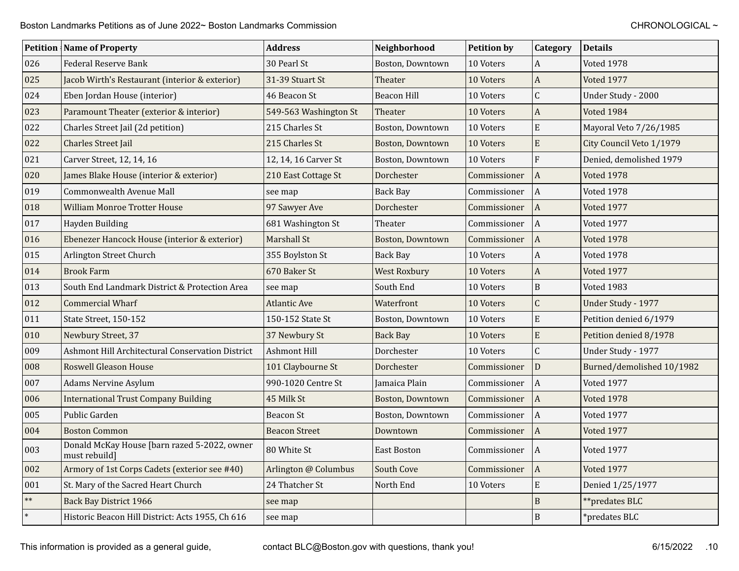| Petition # | Name of Property | Address | Neighborhood | Petition by | Category | Details |
|---|---|---|---|---|---|---|
| 026 | Federal Reserve Bank | 30 Pearl St | Boston, Downtown | 10 Voters | A | Voted 1978 |
| 025 | Jacob Wirth's Restaurant (interior & exterior) | 31-39 Stuart St | Theater | 10 Voters | A | Voted 1977 |
| 024 | Eben Jordan House (interior) | 46 Beacon St | Beacon Hill | 10 Voters | C | Under Study - 2000 |
| 023 | Paramount Theater (exterior & interior) | 549-563 Washington St | Theater | 10 Voters | A | Voted 1984 |
| 022 | Charles Street Jail (2d petition) | 215 Charles St | Boston, Downtown | 10 Voters | E | Mayoral Veto 7/26/1985 |
| 022 | Charles Street Jail | 215 Charles St | Boston, Downtown | 10 Voters | E | City Council Veto 1/1979 |
| 021 | Carver Street, 12, 14, 16 | 12, 14, 16 Carver St | Boston, Downtown | 10 Voters | F | Denied, demolished 1979 |
| 020 | James Blake House (interior & exterior) | 210 East Cottage St | Dorchester | Commissioner | A | Voted 1978 |
| 019 | Commonwealth Avenue Mall | see map | Back Bay | Commissioner | A | Voted 1978 |
| 018 | William Monroe Trotter House | 97 Sawyer Ave | Dorchester | Commissioner | A | Voted 1977 |
| 017 | Hayden Building | 681 Washington St | Theater | Commissioner | A | Voted 1977 |
| 016 | Ebenezer Hancock House (interior & exterior) | Marshall St | Boston, Downtown | Commissioner | A | Voted 1978 |
| 015 | Arlington Street Church | 355 Boylston St | Back Bay | 10 Voters | A | Voted 1978 |
| 014 | Brook Farm | 670 Baker St | West Roxbury | 10 Voters | A | Voted 1977 |
| 013 | South End Landmark District & Protection Area | see map | South End | 10 Voters | B | Voted 1983 |
| 012 | Commercial Wharf | Atlantic Ave | Waterfront | 10 Voters | C | Under Study - 1977 |
| 011 | State Street, 150-152 | 150-152 State St | Boston, Downtown | 10 Voters | E | Petition denied 6/1979 |
| 010 | Newbury Street, 37 | 37 Newbury St | Back Bay | 10 Voters | E | Petition denied 8/1978 |
| 009 | Ashmont Hill Architectural Conservation District | Ashmont Hill | Dorchester | 10 Voters | C | Under Study - 1977 |
| 008 | Roswell Gleason House | 101 Claybourne St | Dorchester | Commissioner | D | Burned/demolished 10/1982 |
| 007 | Adams Nervine Asylum | 990-1020 Centre St | Jamaica Plain | Commissioner | A | Voted 1977 |
| 006 | International Trust Company Building | 45 Milk St | Boston, Downtown | Commissioner | A | Voted 1978 |
| 005 | Public Garden | Beacon St | Boston, Downtown | Commissioner | A | Voted 1977 |
| 004 | Boston Common | Beacon Street | Downtown | Commissioner | A | Voted 1977 |
| 003 | Donald McKay House [barn razed 5-2022, owner must rebuild] | 80 White St | East Boston | Commissioner | A | Voted 1977 |
| 002 | Armory of 1st Corps Cadets (exterior see #40) | Arlington @ Columbus | South Cove | Commissioner | A | Voted 1977 |
| 001 | St. Mary of the Sacred Heart Church | 24 Thatcher St | North End | 10 Voters | E | Denied 1/25/1977 |
| ** | Back Bay District 1966 | see map | | | B | **predates BLC |
| * | Historic Beacon Hill District: Acts 1955, Ch 616 | see map | | | B | *predates BLC |

This information is provided as a general guide, contact BLC@Boston.gov with questions, thank you!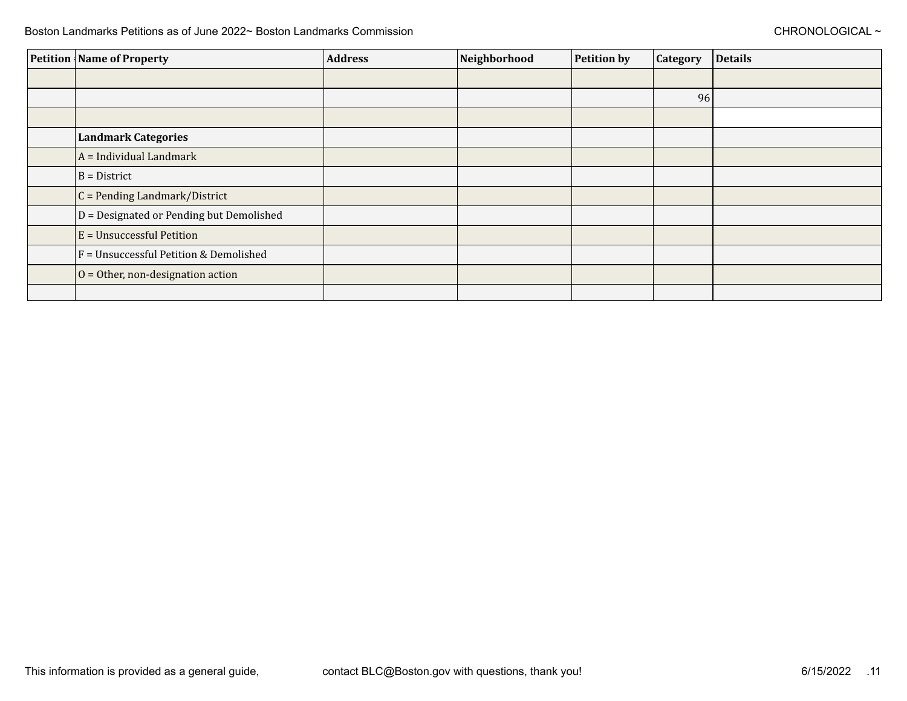| Petition # | Name of Property | Address | Neighborhood | Petition by | Category | Details |
|---|---|---|---|---|---|---|
| | | | | | | |
| | | | | | 96 | |
| | | | | | | |
| | **Landmark Categories** | | | | | |
| | A = Individual Landmark | | | | | |
| | B = District | | | | | |
| | C = Pending Landmark/District | | | | | |
| | D = Designated or Pending but Demolished | | | | | |
| | E = Unsuccessful Petition | | | | | |
| | F = Unsuccessful Petition & Demolished | | | | | |
| | O = Other, non-designation action | | | | | |
| | | | | | | |